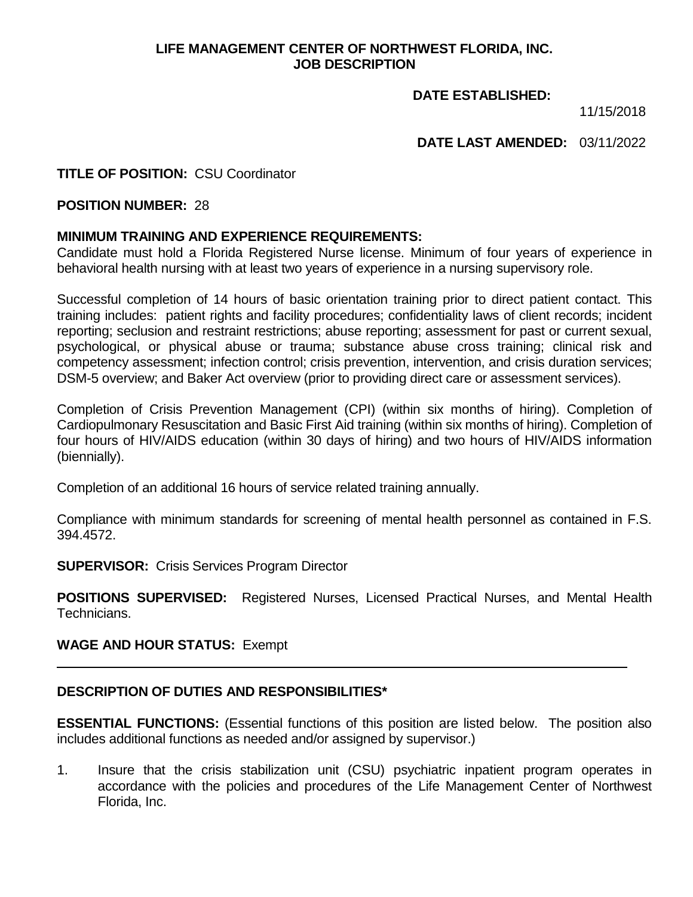**LIFE MANAGEMENT CENTER OF NORTHWEST FLORIDA, INC.**
**JOB DESCRIPTION**

**DATE ESTABLISHED:** 11/15/2018

**DATE LAST AMENDED:** 03/11/2022

**TITLE OF POSITION:** CSU Coordinator

**POSITION NUMBER:** 28

**MINIMUM TRAINING AND EXPERIENCE REQUIREMENTS:**
Candidate must hold a Florida Registered Nurse license. Minimum of four years of experience in behavioral health nursing with at least two years of experience in a nursing supervisory role.

Successful completion of 14 hours of basic orientation training prior to direct patient contact. This training includes: patient rights and facility procedures; confidentiality laws of client records; incident reporting; seclusion and restraint restrictions; abuse reporting; assessment for past or current sexual, psychological, or physical abuse or trauma; substance abuse cross training; clinical risk and competency assessment; infection control; crisis prevention, intervention, and crisis duration services; DSM-5 overview; and Baker Act overview (prior to providing direct care or assessment services).

Completion of Crisis Prevention Management (CPI) (within six months of hiring). Completion of Cardiopulmonary Resuscitation and Basic First Aid training (within six months of hiring). Completion of four hours of HIV/AIDS education (within 30 days of hiring) and two hours of HIV/AIDS information (biennially).

Completion of an additional 16 hours of service related training annually.

Compliance with minimum standards for screening of mental health personnel as contained in F.S. 394.4572.

**SUPERVISOR:** Crisis Services Program Director

**POSITIONS SUPERVISED:** Registered Nurses, Licensed Practical Nurses, and Mental Health Technicians.

**WAGE AND HOUR STATUS:** Exempt

---

**DESCRIPTION OF DUTIES AND RESPONSIBILITIES***

**ESSENTIAL FUNCTIONS:** (Essential functions of this position are listed below. The position also includes additional functions as needed and/or assigned by supervisor.)

1. Insure that the crisis stabilization unit (CSU) psychiatric inpatient program operates in accordance with the policies and procedures of the Life Management Center of Northwest Florida, Inc.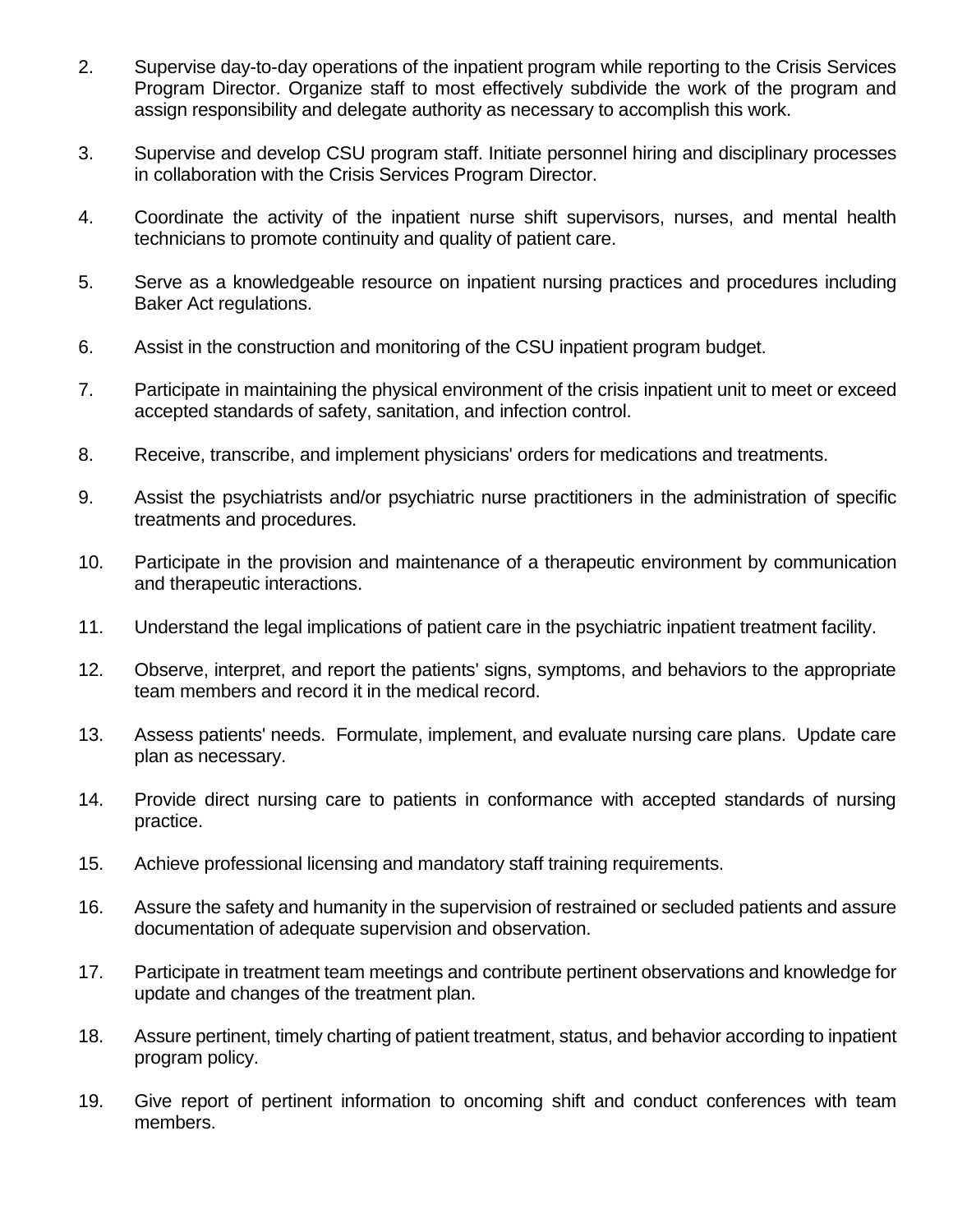2. Supervise day-to-day operations of the inpatient program while reporting to the Crisis Services Program Director. Organize staff to most effectively subdivide the work of the program and assign responsibility and delegate authority as necessary to accomplish this work.

3. Supervise and develop CSU program staff. Initiate personnel hiring and disciplinary processes in collaboration with the Crisis Services Program Director.

4. Coordinate the activity of the inpatient nurse shift supervisors, nurses, and mental health technicians to promote continuity and quality of patient care.

5. Serve as a knowledgeable resource on inpatient nursing practices and procedures including Baker Act regulations.

6. Assist in the construction and monitoring of the CSU inpatient program budget.

7. Participate in maintaining the physical environment of the crisis inpatient unit to meet or exceed accepted standards of safety, sanitation, and infection control.

8. Receive, transcribe, and implement physicians' orders for medications and treatments.

9. Assist the psychiatrists and/or psychiatric nurse practitioners in the administration of specific treatments and procedures.

10. Participate in the provision and maintenance of a therapeutic environment by communication and therapeutic interactions.

11. Understand the legal implications of patient care in the psychiatric inpatient treatment facility.

12. Observe, interpret, and report the patients' signs, symptoms, and behaviors to the appropriate team members and record it in the medical record.

13. Assess patients' needs. Formulate, implement, and evaluate nursing care plans. Update care plan as necessary.

14. Provide direct nursing care to patients in conformance with accepted standards of nursing practice.

15. Achieve professional licensing and mandatory staff training requirements.

16. Assure the safety and humanity in the supervision of restrained or secluded patients and assure documentation of adequate supervision and observation.

17. Participate in treatment team meetings and contribute pertinent observations and knowledge for update and changes of the treatment plan.

18. Assure pertinent, timely charting of patient treatment, status, and behavior according to inpatient program policy.

19. Give report of pertinent information to oncoming shift and conduct conferences with team members.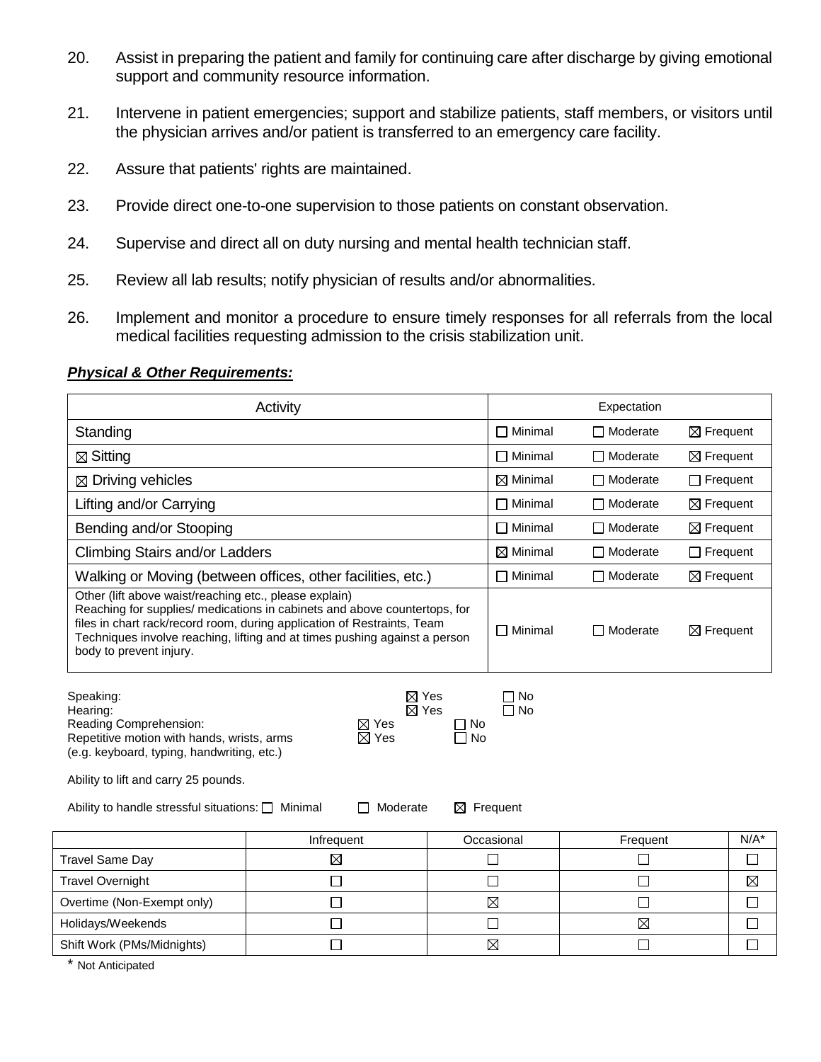20. Assist in preparing the patient and family for continuing care after discharge by giving emotional support and community resource information.

21. Intervene in patient emergencies; support and stabilize patients, staff members, or visitors until the physician arrives and/or patient is transferred to an emergency care facility.

22. Assure that patients' rights are maintained.

23. Provide direct one-to-one supervision to those patients on constant observation.

24. Supervise and direct all on duty nursing and mental health technician staff.

25. Review all lab results; notify physician of results and/or abnormalities.

26. Implement and monitor a procedure to ensure timely responses for all referrals from the local medical facilities requesting admission to the crisis stabilization unit.

***Physical & Other Requirements:***

| Activity | Expectation | | |
|---|---|---|---|
| Standing | ☐ Minimal | ☐ Moderate | ☒ Frequent |
| ☒ Sitting | ☐ Minimal | ☐ Moderate | ☒ Frequent |
| ☒ Driving vehicles | ☒ Minimal | ☐ Moderate | ☐ Frequent |
| Lifting and/or Carrying | ☐ Minimal | ☐ Moderate | ☒ Frequent |
| Bending and/or Stooping | ☐ Minimal | ☐ Moderate | ☒ Frequent |
| Climbing Stairs and/or Ladders | ☒ Minimal | ☐ Moderate | ☐ Frequent |
| Walking or Moving (between offices, other facilities, etc.) | ☐ Minimal | ☐ Moderate | ☒ Frequent |
| Other (lift above waist/reaching etc., please explain) Reaching for supplies/ medications in cabinets and above countertops, for files in chart rack/record room, during application of Restraints, Team Techniques involve reaching, lifting and at times pushing against a person body to prevent injury. | ☐ Minimal | ☐ Moderate | ☒ Frequent |

Speaking: ☒ Yes ☐ No
Hearing: ☒ Yes ☐ No
Reading Comprehension: ☒ Yes ☐ No
Repetitive motion with hands, wrists, arms (e.g. keyboard, typing, handwriting, etc.) ☒ Yes ☐ No

Ability to lift and carry 25 pounds.

Ability to handle stressful situations: ☐ Minimal ☐ Moderate ☒ Frequent

| | Infrequent | Occasional | Frequent | N/A* |
|---|---|---|---|---|
| Travel Same Day | ☒ | ☐ | ☐ | ☐ |
| Travel Overnight | ☐ | ☐ | ☐ | ☒ |
| Overtime (Non-Exempt only) | ☐ | ☒ | ☐ | ☐ |
| Holidays/Weekends | ☐ | ☐ | ☒ | ☐ |
| Shift Work (PMs/Midnights) | ☐ | ☒ | ☐ | ☐ |

\* Not Anticipated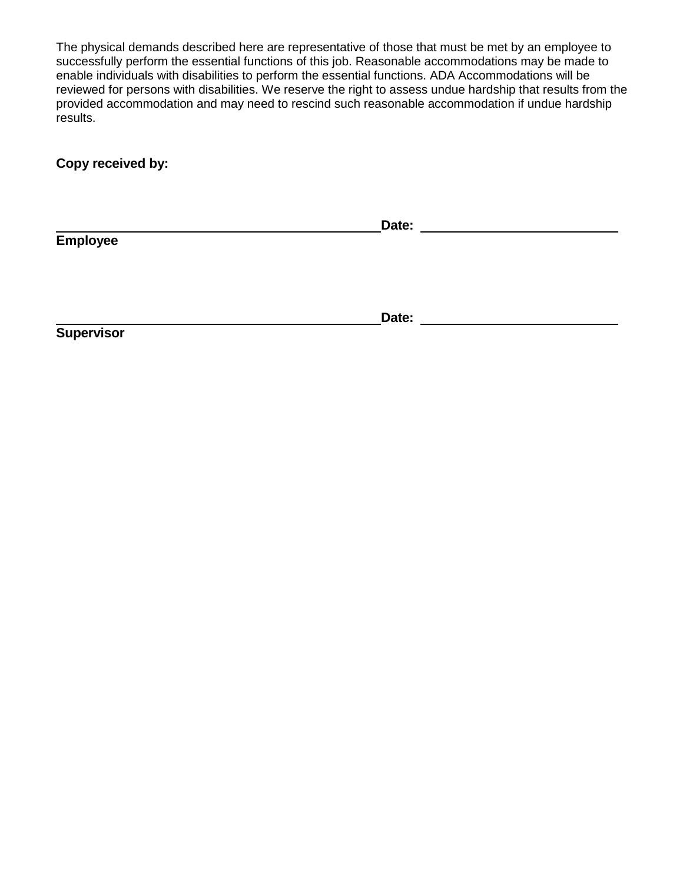The physical demands described here are representative of those that must be met by an employee to successfully perform the essential functions of this job. Reasonable accommodations may be made to enable individuals with disabilities to perform the essential functions. ADA Accommodations will be reviewed for persons with disabilities. We reserve the right to assess undue hardship that results from the provided accommodation and may need to rescind such reasonable accommodation if undue hardship results.

**Copy received by:**

\_\_\_\_\_\_\_\_\_\_\_\_\_\_\_\_\_\_\_\_\_\_\_\_\_\_\_\_\_\_\_\_\_\_\_\_\_\_\_\_ **Date:** \_\_\_\_\_\_\_\_\_\_\_\_\_\_\_\_\_\_\_\_\_\_\_\_

**Employee**

\_\_\_\_\_\_\_\_\_\_\_\_\_\_\_\_\_\_\_\_\_\_\_\_\_\_\_\_\_\_\_\_\_\_\_\_\_\_\_\_ **Date:** \_\_\_\_\_\_\_\_\_\_\_\_\_\_\_\_\_\_\_\_\_\_\_\_

**Supervisor**